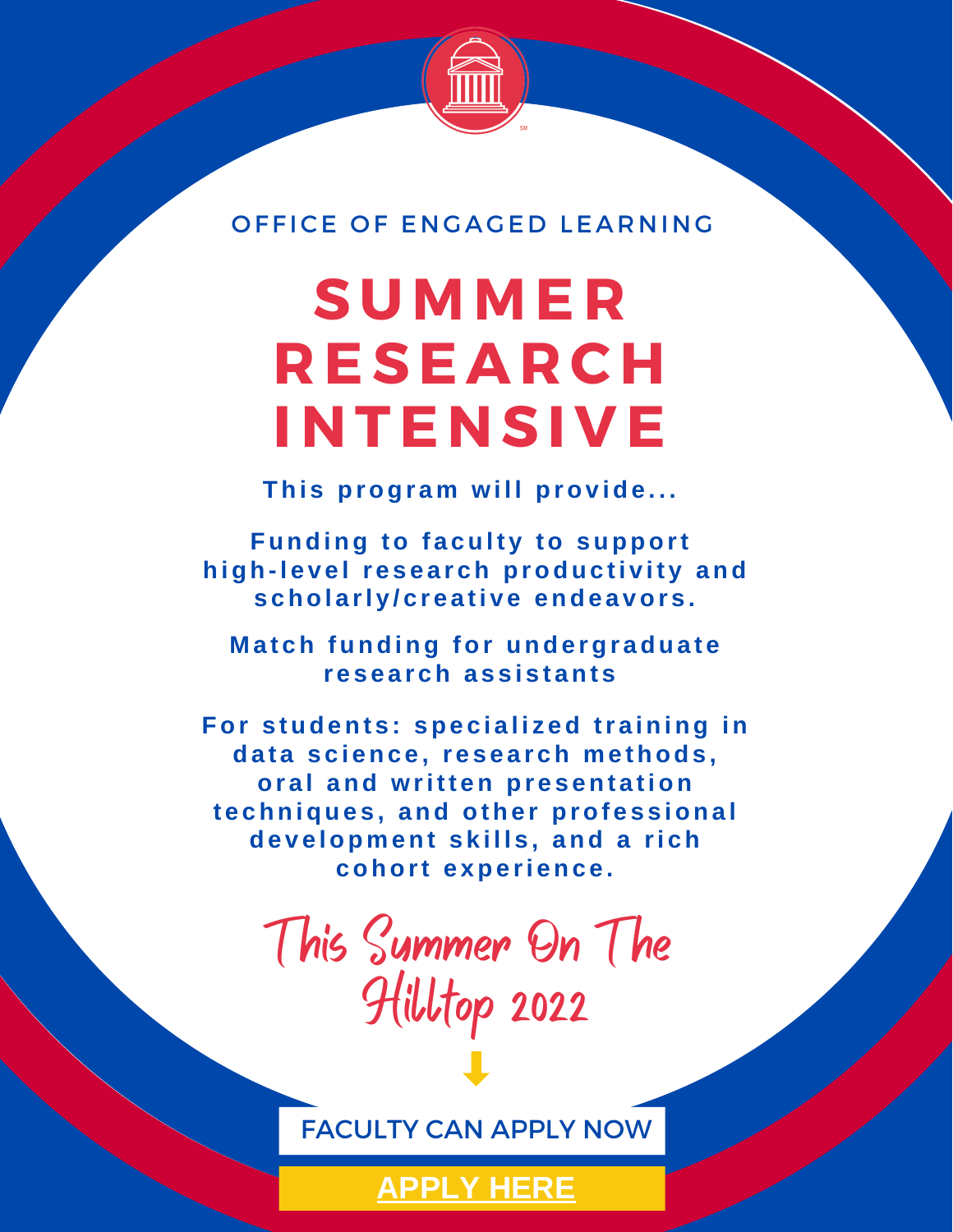OFFICE OF ENGAGED LEARNING

# SUMMER RESEARCH INTENSIVE

**This program will provide...**

**Funding to faculty to support high-level research productivity and scholarly/creative endeavors.**

**Match funding for undergraduate research assistants**

**For students: specialized training in data science, research methods, oral and written presentation techniques, and other professional development skills, and a rich cohort experience.**

This Summer On The Hilltop 2022

FACULTY CAN APPLY NOW

**APPLY HERE**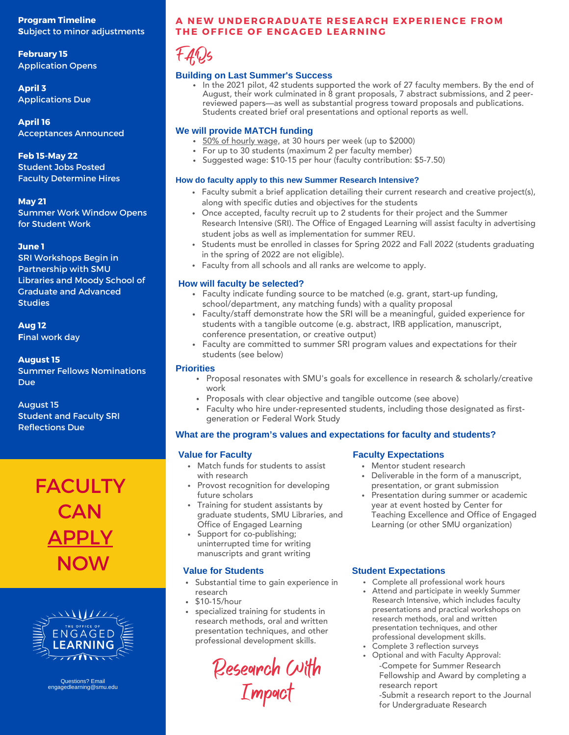**Program Timeline**
Subject to minor adjustments

**February 15**
Application Opens

**April 3**
Applications Due

**April 16**
Acceptances Announced

**Feb 15-May 22**
Student Jobs Posted
Faculty Determine Hires

**May 21**
Summer Work Window Opens for Student Work

**June 1**
SRI Workshops Begin in Partnership with SMU Libraries and Moody School of Graduate and Advanced Studies

**Aug 12**
Final work day

**August 15**
Summer Fellows Nominations Due

**August 15**
Student and Faculty SRI Reflections Due

## FACULTY CAN APPLY NOW

THE OFFICE OF ENGAGED LEARNING

Questions? Email engagedlearning@smu.edu

# A NEW UNDERGRADUATE RESEARCH EXPERIENCE FROM THE OFFICE OF ENGAGED LEARNING

# FAQs

### Building on Last Summer's Success

- In the 2021 pilot, 42 students supported the work of 27 faculty members. By the end of August, their work culminated in 8 grant proposals, 7 abstract submissions, and 2 peer-reviewed papers—as well as substantial progress toward proposals and publications. Students created brief oral presentations and optional reports as well.

### We will provide MATCH funding

- 50% of hourly wage, at 30 hours per week (up to $2000)
- For up to 30 students (maximum 2 per faculty member)
- Suggested wage: $10-15 per hour (faculty contribution: $5-7.50)

### How do faculty apply to this new Summer Research Intensive?

- Faculty submit a brief application detailing their current research and creative project(s), along with specific duties and objectives for the students
- Once accepted, faculty recruit up to 2 students for their project and the Summer Research Intensive (SRI). The Office of Engaged Learning will assist faculty in advertising student jobs as well as implementation for summer REU.
- Students must be enrolled in classes for Spring 2022 and Fall 2022 (students graduating in the spring of 2022 are not eligible).
- Faculty from all schools and all ranks are welcome to apply.

### How will faculty be selected?

- Faculty indicate funding source to be matched (e.g. grant, start-up funding, school/department, any matching funds) with a quality proposal
- Faculty/staff demonstrate how the SRI will be a meaningful, guided experience for students with a tangible outcome (e.g. abstract, IRB application, manuscript, conference presentation, or creative output)
- Faculty are committed to summer SRI program values and expectations for their students (see below)

### Priorities

- Proposal resonates with SMU's goals for excellence in research & scholarly/creative work
- Proposals with clear objective and tangible outcome (see above)
- Faculty who hire under-represented students, including those designated as first-generation or Federal Work Study

### What are the program's values and expectations for faculty and students?

#### Value for Faculty

- Match funds for students to assist with research
- Provost recognition for developing future scholars
- Training for student assistants by graduate students, SMU Libraries, and Office of Engaged Learning
- Support for co-publishing; uninterrupted time for writing manuscripts and grant writing

#### Faculty Expectations

- Mentor student research
- Deliverable in the form of a manuscript, presentation, or grant submission
- Presentation during summer or academic year at event hosted by Center for Teaching Excellence and Office of Engaged Learning (or other SMU organization)

#### Value for Students

- Substantial time to gain experience in research
- $10-15/hour
- specialized training for students in research methods, oral and written presentation techniques, and other professional development skills.

#### Student Expectations

- Complete all professional work hours
- Attend and participate in weekly Summer Research Intensive, which includes faculty presentations and practical workshops on research methods, oral and written presentation techniques, and other professional development skills.
- Complete 3 reflection surveys
- Optional and with Faculty Approval:
  - -Compete for Summer Research Fellowship and Award by completing a research report
  - -Submit a research report to the Journal for Undergraduate Research

*Research With Impact*